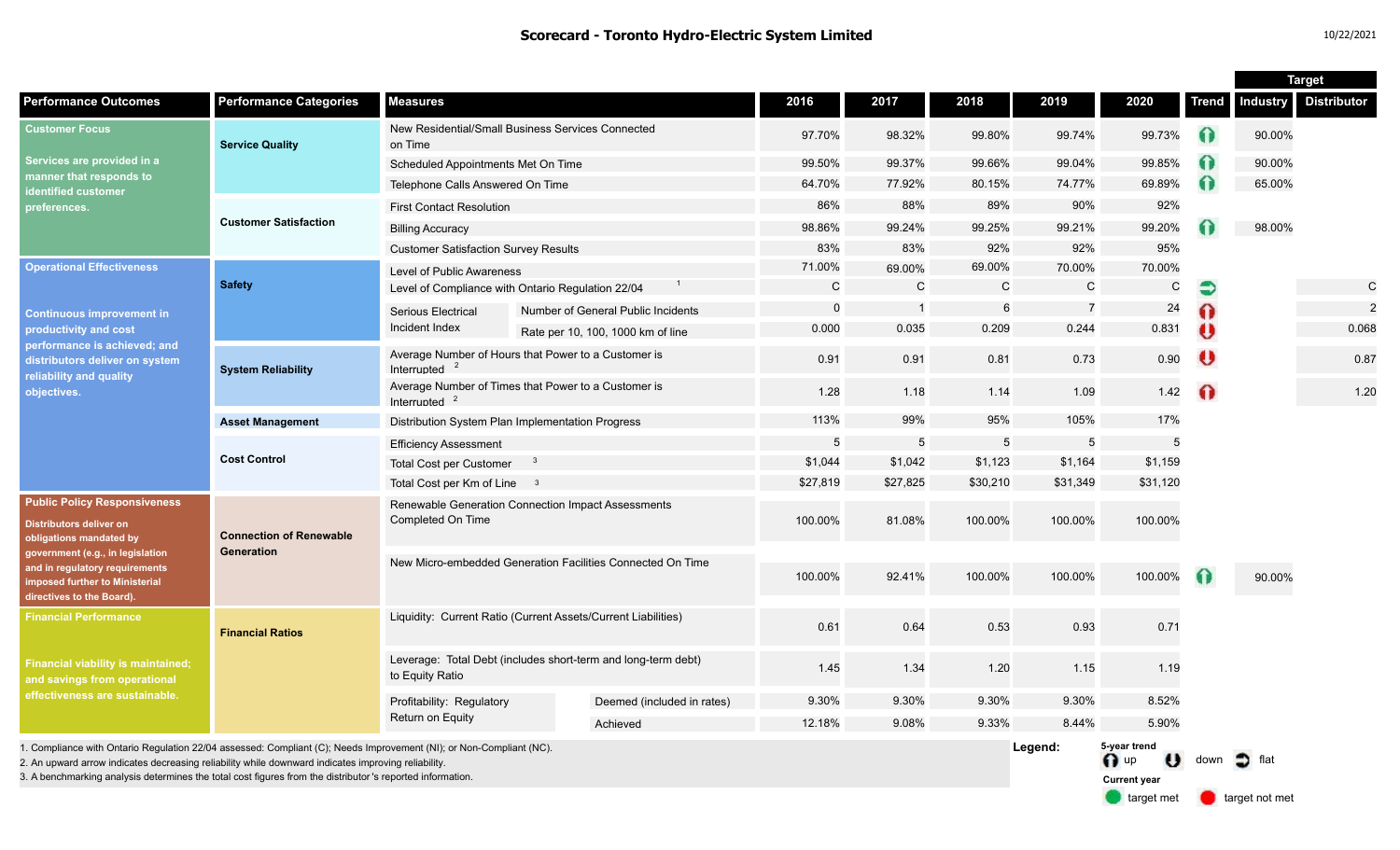# Scorecard - Toronto Hydro-Electric System Limited

10/22/2021

| Performance Outcomes | Performance Categories | Measures | | 2016 | 2017 | 2018 | 2019 | 2020 | Trend | Target Industry | Target Distributor |
|---|---|---|---|---|---|---|---|---|---|---|---|
| **Customer Focus** Services are provided in a manner that responds to identified customer preferences. | Service Quality | New Residential/Small Business Services Connected on Time | | 97.70% | 98.32% | 99.80% | 99.74% | 99.73% | up | 90.00% | |
| | | Scheduled Appointments Met On Time | | 99.50% | 99.37% | 99.66% | 99.04% | 99.85% | up | 90.00% | |
| | | Telephone Calls Answered On Time | | 64.70% | 77.92% | 80.15% | 74.77% | 69.89% | up | 65.00% | |
| | Customer Satisfaction | First Contact Resolution | | 86% | 88% | 89% | 90% | 92% | | | |
| | | Billing Accuracy | | 98.86% | 99.24% | 99.25% | 99.21% | 99.20% | up | 98.00% | |
| | | Customer Satisfaction Survey Results | | 83% | 83% | 92% | 92% | 95% | | | |
| **Operational Effectiveness** Continuous improvement in productivity and cost performance is achieved; and distributors deliver on system reliability and quality objectives. | Safety | Level of Public Awareness | | 71.00% | 69.00% | 69.00% | 70.00% | 70.00% | | | |
| | | Level of Compliance with Ontario Regulation 22/04 [1] | | C | C | C | C | C | flat | | C |
| | | Serious Electrical Incident Index | Number of General Public Incidents | 0 | 1 | 6 | 7 | 24 | up | | 2 |
| | | | Rate per 10, 100, 1000 km of line | 0.000 | 0.035 | 0.209 | 0.244 | 0.831 | down | | 0.068 |
| | System Reliability | Average Number of Hours that Power to a Customer is Interrupted [2] | | 0.91 | 0.91 | 0.81 | 0.73 | 0.90 | down | | 0.87 |
| | | Average Number of Times that Power to a Customer is Interrupted [2] | | 1.28 | 1.18 | 1.14 | 1.09 | 1.42 | up | | 1.20 |
| | Asset Management | Distribution System Plan Implementation Progress | | 113% | 99% | 95% | 105% | 17% | | | |
| | Cost Control | Efficiency Assessment | | 5 | 5 | 5 | 5 | 5 | | | |
| | | Total Cost per Customer [3] | | $1,044 | $1,042 | $1,123 | $1,164 | $1,159 | | | |
| | | Total Cost per Km of Line [3] | | $27,819 | $27,825 | $30,210 | $31,349 | $31,120 | | | |
| **Public Policy Responsiveness** Distributors deliver on obligations mandated by government (e.g., in legislation and in regulatory requirements imposed further to Ministerial directives to the Board). | Connection of Renewable Generation | Renewable Generation Connection Impact Assessments Completed On Time | | 100.00% | 81.08% | 100.00% | 100.00% | 100.00% | | | |
| | | New Micro-embedded Generation Facilities Connected On Time | | 100.00% | 92.41% | 100.00% | 100.00% | 100.00% | up | 90.00% | |
| **Financial Performance** Financial viability is maintained; and savings from operational effectiveness are sustainable. | Financial Ratios | Liquidity: Current Ratio (Current Assets/Current Liabilities) | | 0.61 | 0.64 | 0.53 | 0.93 | 0.71 | | | |
| | | Leverage: Total Debt (includes short-term and long-term debt) to Equity Ratio | | 1.45 | 1.34 | 1.20 | 1.15 | 1.19 | | | |
| | | Profitability: Regulatory Return on Equity | Deemed (included in rates) | 9.30% | 9.30% | 9.30% | 9.30% | 8.52% | | | |
| | | | Achieved | 12.18% | 9.08% | 9.33% | 8.44% | 5.90% | | | |

1. Compliance with Ontario Regulation 22/04 assessed: Compliant (C); Needs Improvement (NI); or Non-Compliant (NC).
2. An upward arrow indicates decreasing reliability while downward indicates improving reliability.
3. A benchmarking analysis determines the total cost figures from the distributor's reported information.

**Legend:**
5-year trend: up, down, flat
Current year: target met, target not met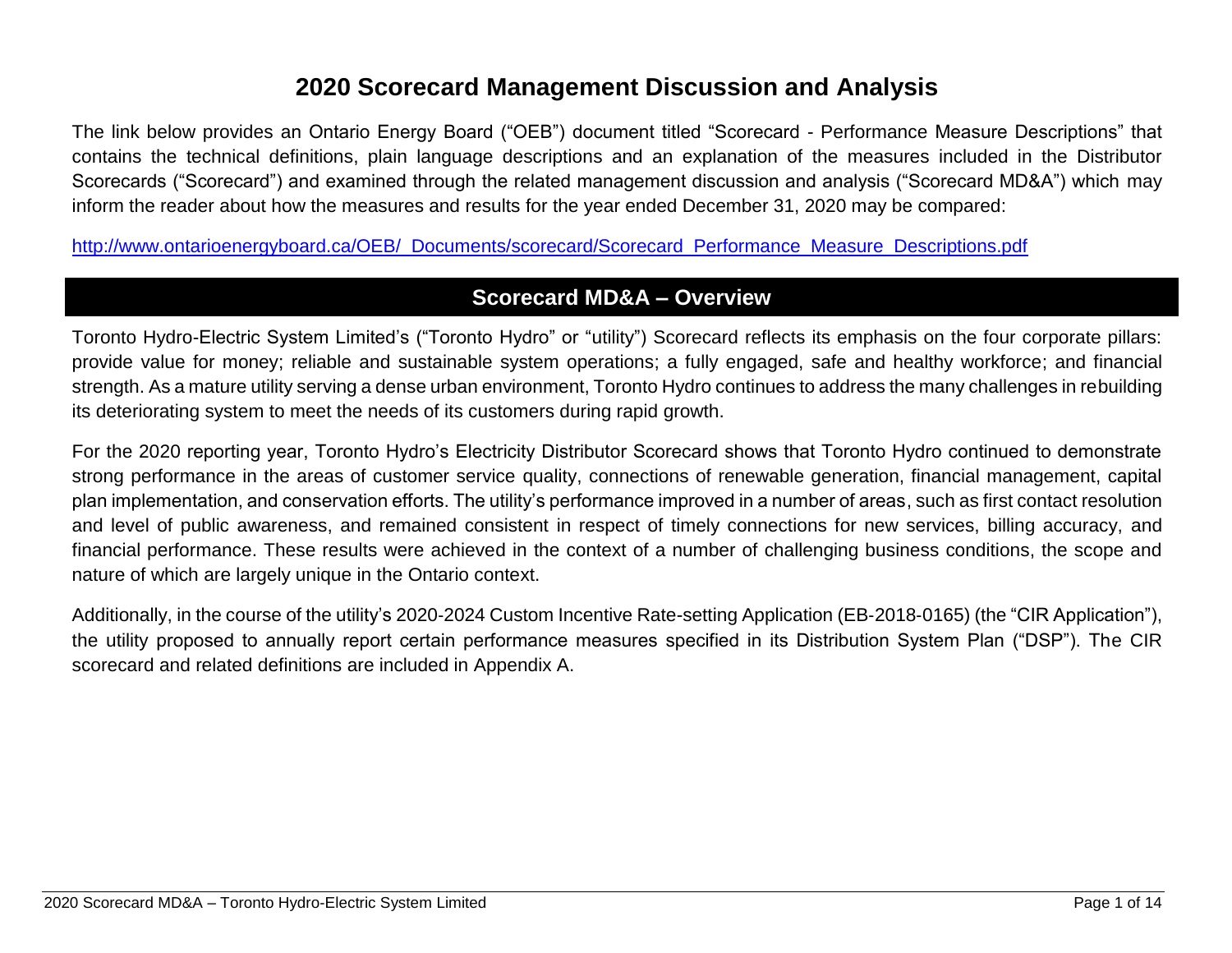# 2020 Scorecard Management Discussion and Analysis

The link below provides an Ontario Energy Board ("OEB") document titled "Scorecard - Performance Measure Descriptions" that contains the technical definitions, plain language descriptions and an explanation of the measures included in the Distributor Scorecards ("Scorecard") and examined through the related management discussion and analysis ("Scorecard MD&A") which may inform the reader about how the measures and results for the year ended December 31, 2020 may be compared:

http://www.ontarioenergyboard.ca/OEB/_Documents/scorecard/Scorecard_Performance_Measure_Descriptions.pdf

## Scorecard MD&A – Overview

Toronto Hydro-Electric System Limited's ("Toronto Hydro" or "utility") Scorecard reflects its emphasis on the four corporate pillars: provide value for money; reliable and sustainable system operations; a fully engaged, safe and healthy workforce; and financial strength. As a mature utility serving a dense urban environment, Toronto Hydro continues to address the many challenges in rebuilding its deteriorating system to meet the needs of its customers during rapid growth.

For the 2020 reporting year, Toronto Hydro's Electricity Distributor Scorecard shows that Toronto Hydro continued to demonstrate strong performance in the areas of customer service quality, connections of renewable generation, financial management, capital plan implementation, and conservation efforts. The utility's performance improved in a number of areas, such as first contact resolution and level of public awareness, and remained consistent in respect of timely connections for new services, billing accuracy, and financial performance. These results were achieved in the context of a number of challenging business conditions, the scope and nature of which are largely unique in the Ontario context.

Additionally, in the course of the utility's 2020-2024 Custom Incentive Rate-setting Application (EB-2018-0165) (the "CIR Application"), the utility proposed to annually report certain performance measures specified in its Distribution System Plan ("DSP"). The CIR scorecard and related definitions are included in Appendix A.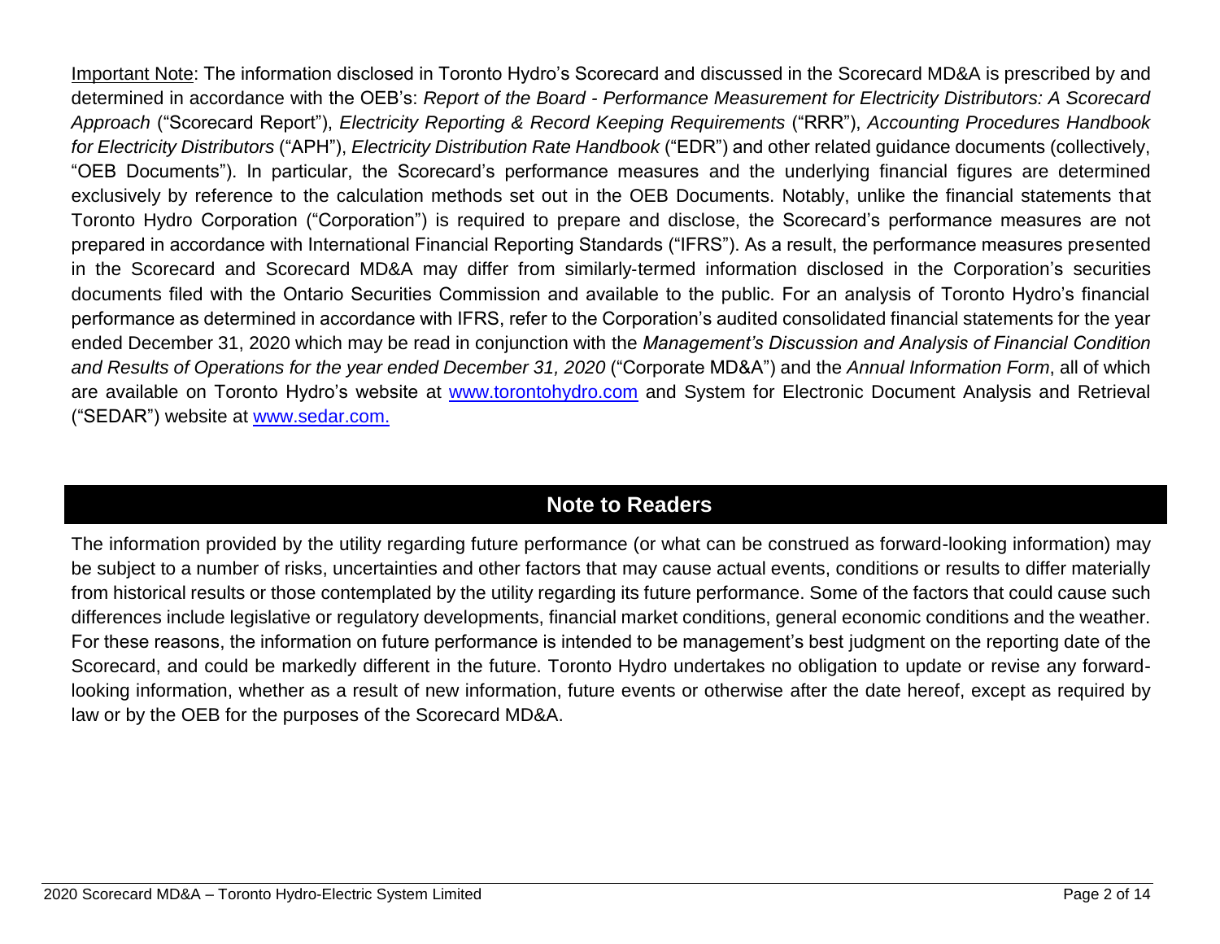Important Note: The information disclosed in Toronto Hydro's Scorecard and discussed in the Scorecard MD&A is prescribed by and determined in accordance with the OEB's: *Report of the Board - Performance Measurement for Electricity Distributors: A Scorecard Approach* ("Scorecard Report"), *Electricity Reporting & Record Keeping Requirements* ("RRR"), *Accounting Procedures Handbook for Electricity Distributors* ("APH"), *Electricity Distribution Rate Handbook* ("EDR") and other related guidance documents (collectively, "OEB Documents"). In particular, the Scorecard's performance measures and the underlying financial figures are determined exclusively by reference to the calculation methods set out in the OEB Documents. Notably, unlike the financial statements that Toronto Hydro Corporation ("Corporation") is required to prepare and disclose, the Scorecard's performance measures are not prepared in accordance with International Financial Reporting Standards ("IFRS"). As a result, the performance measures presented in the Scorecard and Scorecard MD&A may differ from similarly-termed information disclosed in the Corporation's securities documents filed with the Ontario Securities Commission and available to the public. For an analysis of Toronto Hydro's financial performance as determined in accordance with IFRS, refer to the Corporation's audited consolidated financial statements for the year ended December 31, 2020 which may be read in conjunction with the *Management's Discussion and Analysis of Financial Condition and Results of Operations for the year ended December 31, 2020* ("Corporate MD&A") and the *Annual Information Form*, all of which are available on Toronto Hydro's website at www.torontohydro.com and System for Electronic Document Analysis and Retrieval ("SEDAR") website at www.sedar.com.

## Note to Readers

The information provided by the utility regarding future performance (or what can be construed as forward-looking information) may be subject to a number of risks, uncertainties and other factors that may cause actual events, conditions or results to differ materially from historical results or those contemplated by the utility regarding its future performance. Some of the factors that could cause such differences include legislative or regulatory developments, financial market conditions, general economic conditions and the weather. For these reasons, the information on future performance is intended to be management's best judgment on the reporting date of the Scorecard, and could be markedly different in the future. Toronto Hydro undertakes no obligation to update or revise any forward-looking information, whether as a result of new information, future events or otherwise after the date hereof, except as required by law or by the OEB for the purposes of the Scorecard MD&A.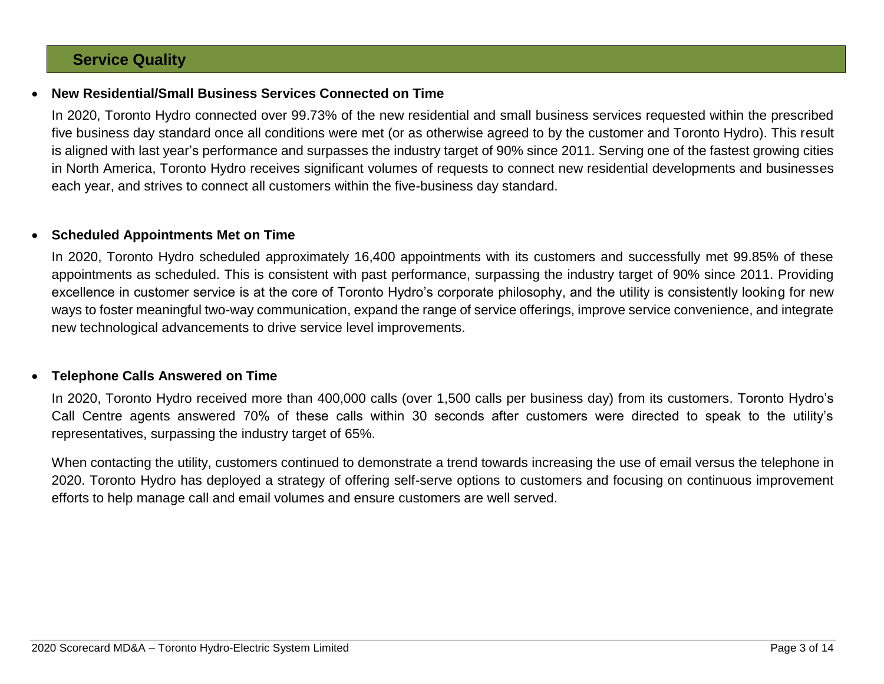## Service Quality

- **New Residential/Small Business Services Connected on Time**

  In 2020, Toronto Hydro connected over 99.73% of the new residential and small business services requested within the prescribed five business day standard once all conditions were met (or as otherwise agreed to by the customer and Toronto Hydro). This result is aligned with last year's performance and surpasses the industry target of 90% since 2011. Serving one of the fastest growing cities in North America, Toronto Hydro receives significant volumes of requests to connect new residential developments and businesses each year, and strives to connect all customers within the five-business day standard.

- **Scheduled Appointments Met on Time**

  In 2020, Toronto Hydro scheduled approximately 16,400 appointments with its customers and successfully met 99.85% of these appointments as scheduled. This is consistent with past performance, surpassing the industry target of 90% since 2011. Providing excellence in customer service is at the core of Toronto Hydro's corporate philosophy, and the utility is consistently looking for new ways to foster meaningful two-way communication, expand the range of service offerings, improve service convenience, and integrate new technological advancements to drive service level improvements.

- **Telephone Calls Answered on Time**

  In 2020, Toronto Hydro received more than 400,000 calls (over 1,500 calls per business day) from its customers. Toronto Hydro's Call Centre agents answered 70% of these calls within 30 seconds after customers were directed to speak to the utility's representatives, surpassing the industry target of 65%.

  When contacting the utility, customers continued to demonstrate a trend towards increasing the use of email versus the telephone in 2020. Toronto Hydro has deployed a strategy of offering self-serve options to customers and focusing on continuous improvement efforts to help manage call and email volumes and ensure customers are well served.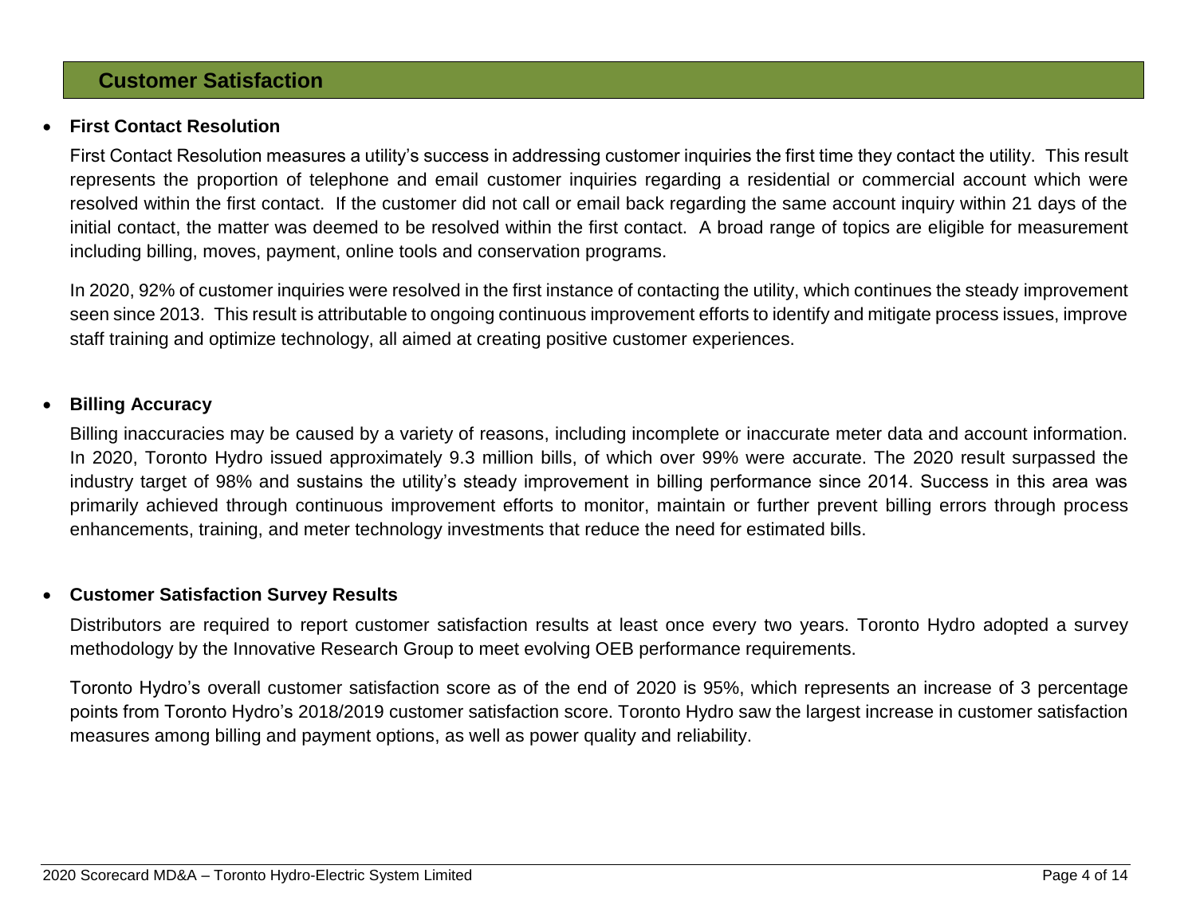## Customer Satisfaction

- **First Contact Resolution**

  First Contact Resolution measures a utility's success in addressing customer inquiries the first time they contact the utility. This result represents the proportion of telephone and email customer inquiries regarding a residential or commercial account which were resolved within the first contact. If the customer did not call or email back regarding the same account inquiry within 21 days of the initial contact, the matter was deemed to be resolved within the first contact. A broad range of topics are eligible for measurement including billing, moves, payment, online tools and conservation programs.

  In 2020, 92% of customer inquiries were resolved in the first instance of contacting the utility, which continues the steady improvement seen since 2013. This result is attributable to ongoing continuous improvement efforts to identify and mitigate process issues, improve staff training and optimize technology, all aimed at creating positive customer experiences.

- **Billing Accuracy**

  Billing inaccuracies may be caused by a variety of reasons, including incomplete or inaccurate meter data and account information. In 2020, Toronto Hydro issued approximately 9.3 million bills, of which over 99% were accurate. The 2020 result surpassed the industry target of 98% and sustains the utility's steady improvement in billing performance since 2014. Success in this area was primarily achieved through continuous improvement efforts to monitor, maintain or further prevent billing errors through process enhancements, training, and meter technology investments that reduce the need for estimated bills.

- **Customer Satisfaction Survey Results**

  Distributors are required to report customer satisfaction results at least once every two years. Toronto Hydro adopted a survey methodology by the Innovative Research Group to meet evolving OEB performance requirements.

  Toronto Hydro's overall customer satisfaction score as of the end of 2020 is 95%, which represents an increase of 3 percentage points from Toronto Hydro's 2018/2019 customer satisfaction score. Toronto Hydro saw the largest increase in customer satisfaction measures among billing and payment options, as well as power quality and reliability.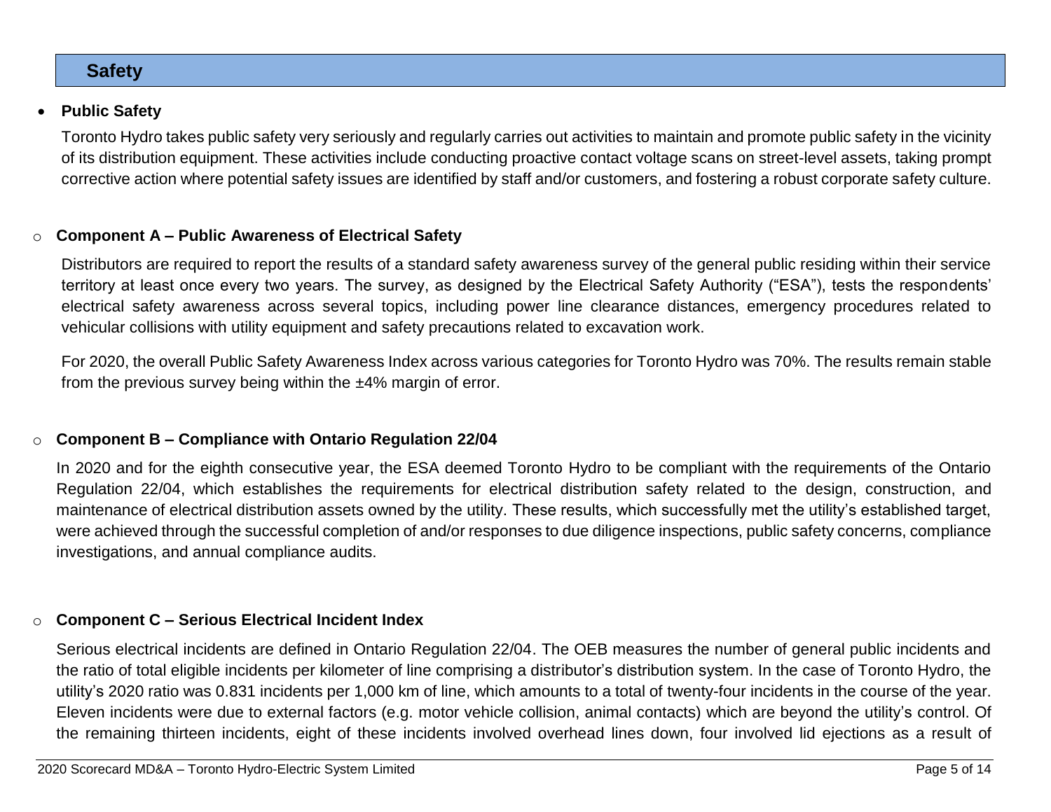## Safety

- **Public Safety**

  Toronto Hydro takes public safety very seriously and regularly carries out activities to maintain and promote public safety in the vicinity of its distribution equipment. These activities include conducting proactive contact voltage scans on street-level assets, taking prompt corrective action where potential safety issues are identified by staff and/or customers, and fostering a robust corporate safety culture.

  - **Component A – Public Awareness of Electrical Safety**

    Distributors are required to report the results of a standard safety awareness survey of the general public residing within their service territory at least once every two years. The survey, as designed by the Electrical Safety Authority ("ESA"), tests the respondents' electrical safety awareness across several topics, including power line clearance distances, emergency procedures related to vehicular collisions with utility equipment and safety precautions related to excavation work.

    For 2020, the overall Public Safety Awareness Index across various categories for Toronto Hydro was 70%. The results remain stable from the previous survey being within the ±4% margin of error.

  - **Component B – Compliance with Ontario Regulation 22/04**

    In 2020 and for the eighth consecutive year, the ESA deemed Toronto Hydro to be compliant with the requirements of the Ontario Regulation 22/04, which establishes the requirements for electrical distribution safety related to the design, construction, and maintenance of electrical distribution assets owned by the utility. These results, which successfully met the utility's established target, were achieved through the successful completion of and/or responses to due diligence inspections, public safety concerns, compliance investigations, and annual compliance audits.

  - **Component C – Serious Electrical Incident Index**

    Serious electrical incidents are defined in Ontario Regulation 22/04. The OEB measures the number of general public incidents and the ratio of total eligible incidents per kilometer of line comprising a distributor's distribution system. In the case of Toronto Hydro, the utility's 2020 ratio was 0.831 incidents per 1,000 km of line, which amounts to a total of twenty-four incidents in the course of the year. Eleven incidents were due to external factors (e.g. motor vehicle collision, animal contacts) which are beyond the utility's control. Of the remaining thirteen incidents, eight of these incidents involved overhead lines down, four involved lid ejections as a result of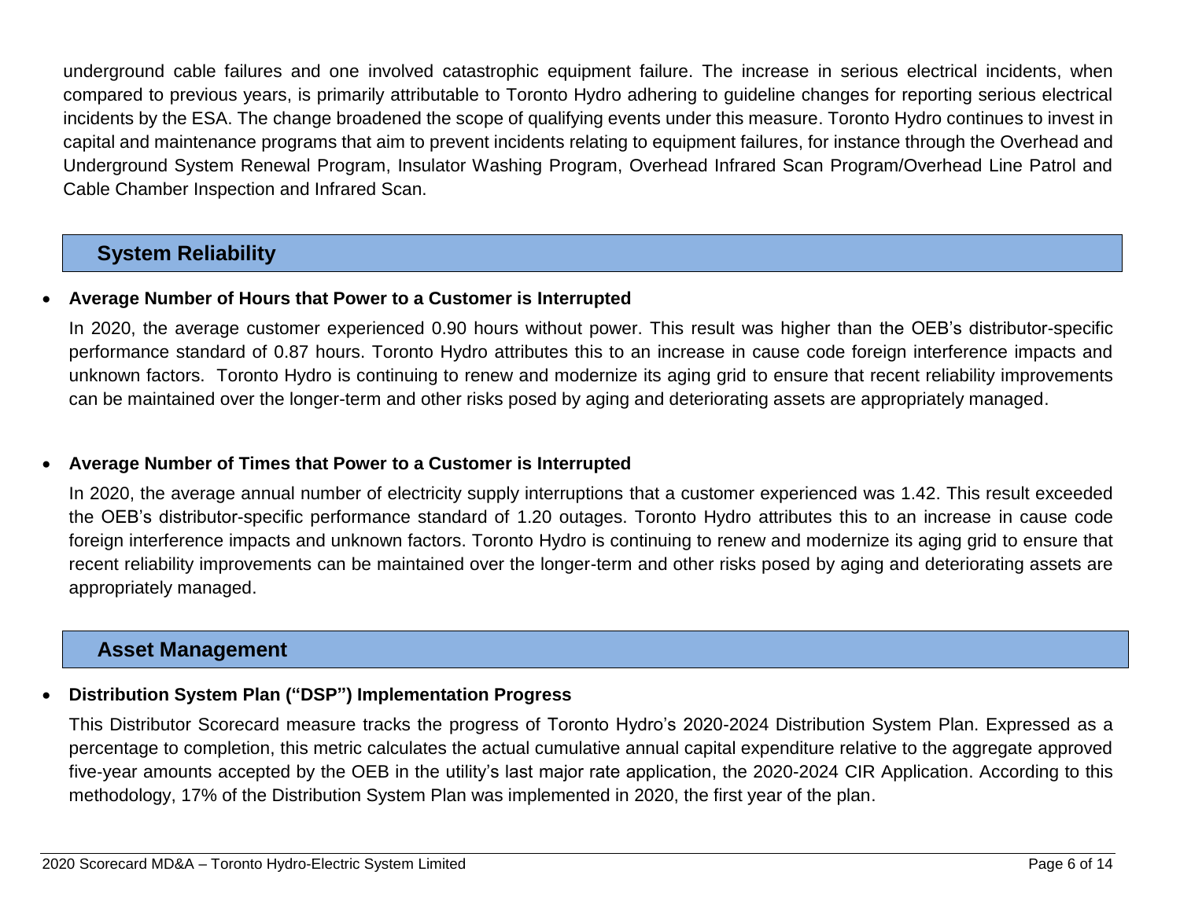underground cable failures and one involved catastrophic equipment failure. The increase in serious electrical incidents, when compared to previous years, is primarily attributable to Toronto Hydro adhering to guideline changes for reporting serious electrical incidents by the ESA. The change broadened the scope of qualifying events under this measure. Toronto Hydro continues to invest in capital and maintenance programs that aim to prevent incidents relating to equipment failures, for instance through the Overhead and Underground System Renewal Program, Insulator Washing Program, Overhead Infrared Scan Program/Overhead Line Patrol and Cable Chamber Inspection and Infrared Scan.

## System Reliability

- **Average Number of Hours that Power to a Customer is Interrupted**

  In 2020, the average customer experienced 0.90 hours without power. This result was higher than the OEB's distributor-specific performance standard of 0.87 hours. Toronto Hydro attributes this to an increase in cause code foreign interference impacts and unknown factors. Toronto Hydro is continuing to renew and modernize its aging grid to ensure that recent reliability improvements can be maintained over the longer-term and other risks posed by aging and deteriorating assets are appropriately managed.

- **Average Number of Times that Power to a Customer is Interrupted**

  In 2020, the average annual number of electricity supply interruptions that a customer experienced was 1.42. This result exceeded the OEB's distributor-specific performance standard of 1.20 outages. Toronto Hydro attributes this to an increase in cause code foreign interference impacts and unknown factors. Toronto Hydro is continuing to renew and modernize its aging grid to ensure that recent reliability improvements can be maintained over the longer-term and other risks posed by aging and deteriorating assets are appropriately managed.

## Asset Management

- **Distribution System Plan ("DSP") Implementation Progress**

  This Distributor Scorecard measure tracks the progress of Toronto Hydro's 2020-2024 Distribution System Plan. Expressed as a percentage to completion, this metric calculates the actual cumulative annual capital expenditure relative to the aggregate approved five-year amounts accepted by the OEB in the utility's last major rate application, the 2020-2024 CIR Application. According to this methodology, 17% of the Distribution System Plan was implemented in 2020, the first year of the plan.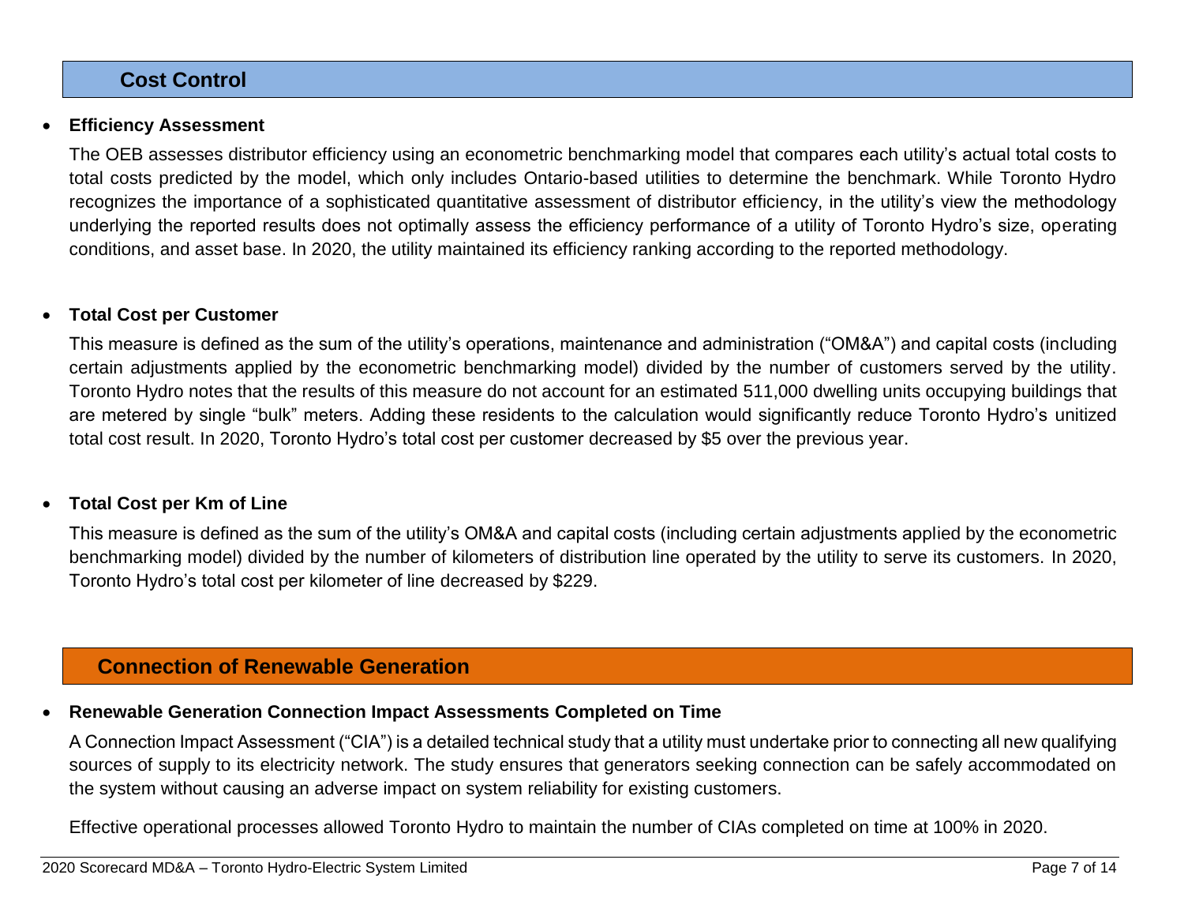## Cost Control

- **Efficiency Assessment**

  The OEB assesses distributor efficiency using an econometric benchmarking model that compares each utility's actual total costs to total costs predicted by the model, which only includes Ontario-based utilities to determine the benchmark. While Toronto Hydro recognizes the importance of a sophisticated quantitative assessment of distributor efficiency, in the utility's view the methodology underlying the reported results does not optimally assess the efficiency performance of a utility of Toronto Hydro's size, operating conditions, and asset base. In 2020, the utility maintained its efficiency ranking according to the reported methodology.

- **Total Cost per Customer**

  This measure is defined as the sum of the utility's operations, maintenance and administration ("OM&A") and capital costs (including certain adjustments applied by the econometric benchmarking model) divided by the number of customers served by the utility. Toronto Hydro notes that the results of this measure do not account for an estimated 511,000 dwelling units occupying buildings that are metered by single "bulk" meters. Adding these residents to the calculation would significantly reduce Toronto Hydro's unitized total cost result. In 2020, Toronto Hydro's total cost per customer decreased by $5 over the previous year.

- **Total Cost per Km of Line**

  This measure is defined as the sum of the utility's OM&A and capital costs (including certain adjustments applied by the econometric benchmarking model) divided by the number of kilometers of distribution line operated by the utility to serve its customers. In 2020, Toronto Hydro's total cost per kilometer of line decreased by $229.

## Connection of Renewable Generation

- **Renewable Generation Connection Impact Assessments Completed on Time**

  A Connection Impact Assessment ("CIA") is a detailed technical study that a utility must undertake prior to connecting all new qualifying sources of supply to its electricity network. The study ensures that generators seeking connection can be safely accommodated on the system without causing an adverse impact on system reliability for existing customers.

  Effective operational processes allowed Toronto Hydro to maintain the number of CIAs completed on time at 100% in 2020.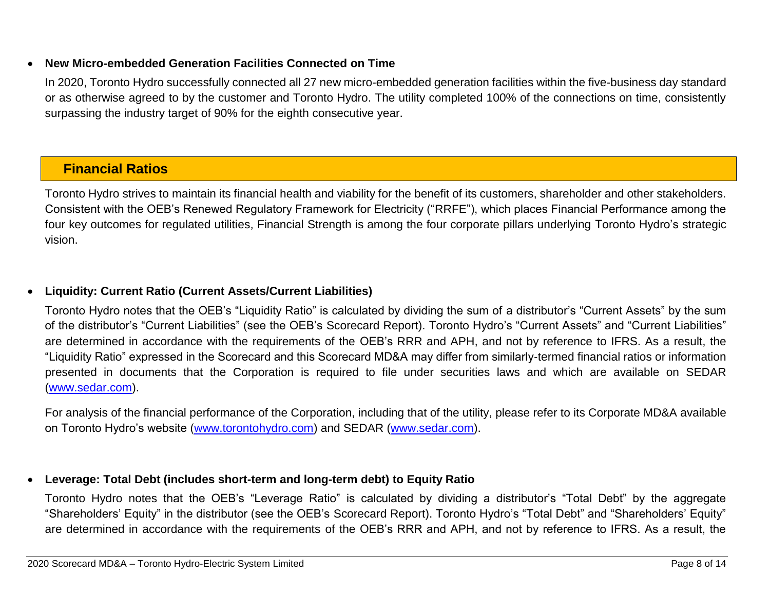- **New Micro-embedded Generation Facilities Connected on Time**

  In 2020, Toronto Hydro successfully connected all 27 new micro-embedded generation facilities within the five-business day standard or as otherwise agreed to by the customer and Toronto Hydro. The utility completed 100% of the connections on time, consistently surpassing the industry target of 90% for the eighth consecutive year.

## Financial Ratios

Toronto Hydro strives to maintain its financial health and viability for the benefit of its customers, shareholder and other stakeholders. Consistent with the OEB's Renewed Regulatory Framework for Electricity ("RRFE"), which places Financial Performance among the four key outcomes for regulated utilities, Financial Strength is among the four corporate pillars underlying Toronto Hydro's strategic vision.

- **Liquidity: Current Ratio (Current Assets/Current Liabilities)**

  Toronto Hydro notes that the OEB's "Liquidity Ratio" is calculated by dividing the sum of a distributor's "Current Assets" by the sum of the distributor's "Current Liabilities" (see the OEB's Scorecard Report). Toronto Hydro's "Current Assets" and "Current Liabilities" are determined in accordance with the requirements of the OEB's RRR and APH, and not by reference to IFRS. As a result, the "Liquidity Ratio" expressed in the Scorecard and this Scorecard MD&A may differ from similarly-termed financial ratios or information presented in documents that the Corporation is required to file under securities laws and which are available on SEDAR (www.sedar.com).

  For analysis of the financial performance of the Corporation, including that of the utility, please refer to its Corporate MD&A available on Toronto Hydro's website (www.torontohydro.com) and SEDAR (www.sedar.com).

- **Leverage: Total Debt (includes short-term and long-term debt) to Equity Ratio**

  Toronto Hydro notes that the OEB's "Leverage Ratio" is calculated by dividing a distributor's "Total Debt" by the aggregate "Shareholders' Equity" in the distributor (see the OEB's Scorecard Report). Toronto Hydro's "Total Debt" and "Shareholders' Equity" are determined in accordance with the requirements of the OEB's RRR and APH, and not by reference to IFRS. As a result, the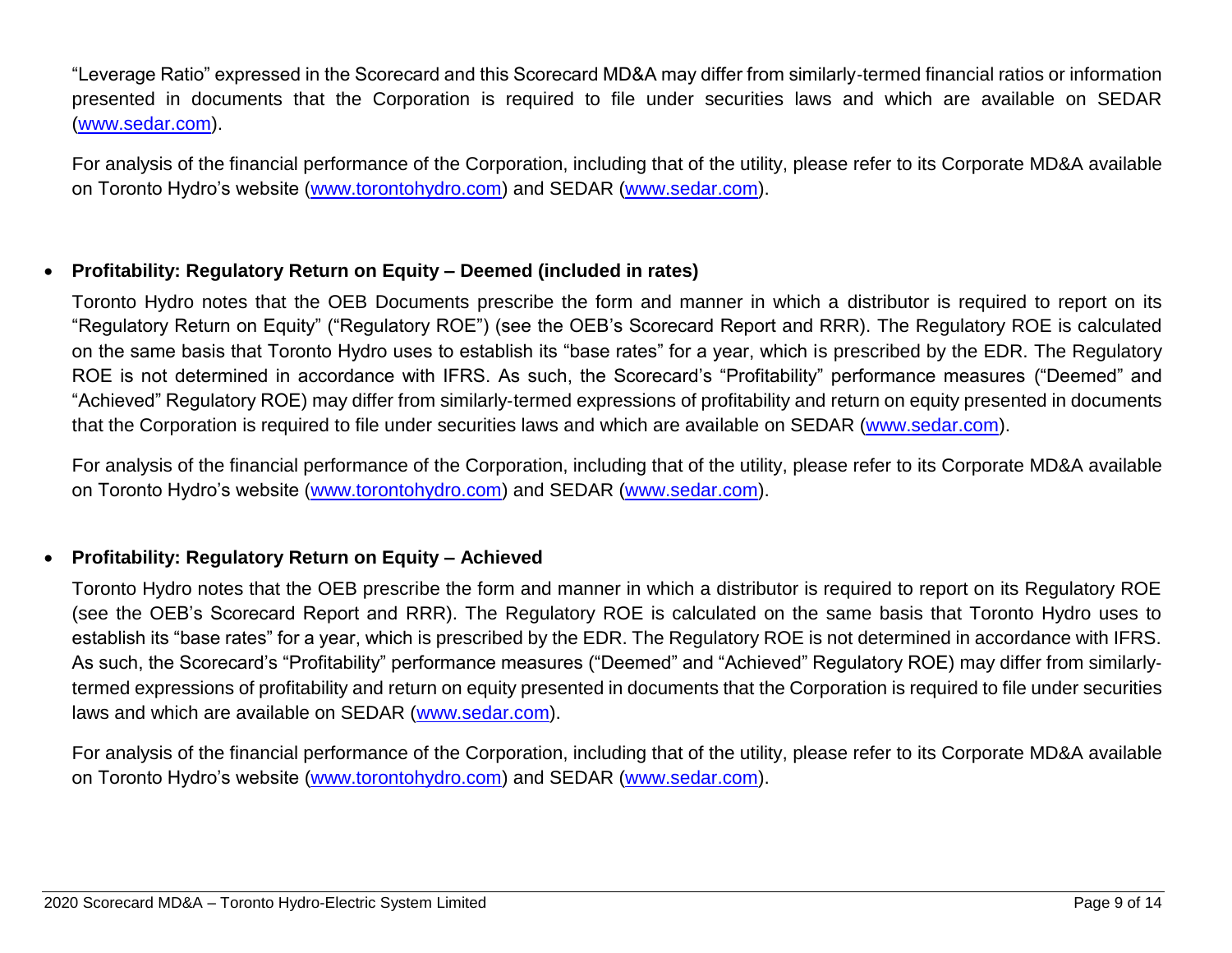"Leverage Ratio" expressed in the Scorecard and this Scorecard MD&A may differ from similarly-termed financial ratios or information presented in documents that the Corporation is required to file under securities laws and which are available on SEDAR (www.sedar.com).

For analysis of the financial performance of the Corporation, including that of the utility, please refer to its Corporate MD&A available on Toronto Hydro's website (www.torontohydro.com) and SEDAR (www.sedar.com).

- **Profitability: Regulatory Return on Equity – Deemed (included in rates)**

  Toronto Hydro notes that the OEB Documents prescribe the form and manner in which a distributor is required to report on its "Regulatory Return on Equity" ("Regulatory ROE") (see the OEB's Scorecard Report and RRR). The Regulatory ROE is calculated on the same basis that Toronto Hydro uses to establish its "base rates" for a year, which is prescribed by the EDR. The Regulatory ROE is not determined in accordance with IFRS. As such, the Scorecard's "Profitability" performance measures ("Deemed" and "Achieved" Regulatory ROE) may differ from similarly-termed expressions of profitability and return on equity presented in documents that the Corporation is required to file under securities laws and which are available on SEDAR (www.sedar.com).

  For analysis of the financial performance of the Corporation, including that of the utility, please refer to its Corporate MD&A available on Toronto Hydro's website (www.torontohydro.com) and SEDAR (www.sedar.com).

- **Profitability: Regulatory Return on Equity – Achieved**

  Toronto Hydro notes that the OEB prescribe the form and manner in which a distributor is required to report on its Regulatory ROE (see the OEB's Scorecard Report and RRR). The Regulatory ROE is calculated on the same basis that Toronto Hydro uses to establish its "base rates" for a year, which is prescribed by the EDR. The Regulatory ROE is not determined in accordance with IFRS. As such, the Scorecard's "Profitability" performance measures ("Deemed" and "Achieved" Regulatory ROE) may differ from similarly-termed expressions of profitability and return on equity presented in documents that the Corporation is required to file under securities laws and which are available on SEDAR (www.sedar.com).

  For analysis of the financial performance of the Corporation, including that of the utility, please refer to its Corporate MD&A available on Toronto Hydro's website (www.torontohydro.com) and SEDAR (www.sedar.com).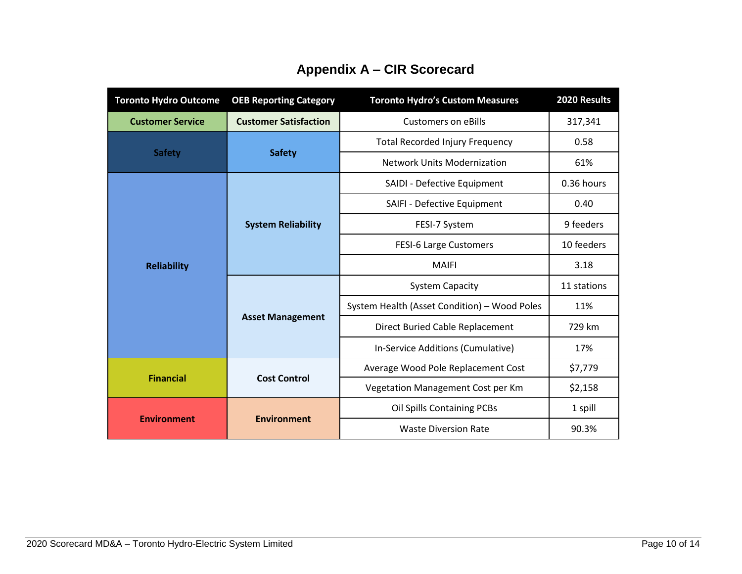# Appendix A – CIR Scorecard

| Toronto Hydro Outcome | OEB Reporting Category | Toronto Hydro's Custom Measures | 2020 Results |
|---|---|---|---|
| Customer Service | Customer Satisfaction | Customers on eBills | 317,341 |
| Safety | Safety | Total Recorded Injury Frequency | 0.58 |
| | | Network Units Modernization | 61% |
| Reliability | System Reliability | SAIDI - Defective Equipment | 0.36 hours |
| | | SAIFI - Defective Equipment | 0.40 |
| | | FESI-7 System | 9 feeders |
| | | FESI-6 Large Customers | 10 feeders |
| | | MAIFI | 3.18 |
| | Asset Management | System Capacity | 11 stations |
| | | System Health (Asset Condition) – Wood Poles | 11% |
| | | Direct Buried Cable Replacement | 729 km |
| | | In-Service Additions (Cumulative) | 17% |
| Financial | Cost Control | Average Wood Pole Replacement Cost | $7,779 |
| | | Vegetation Management Cost per Km | $2,158 |
| Environment | Environment | Oil Spills Containing PCBs | 1 spill |
| | | Waste Diversion Rate | 90.3% |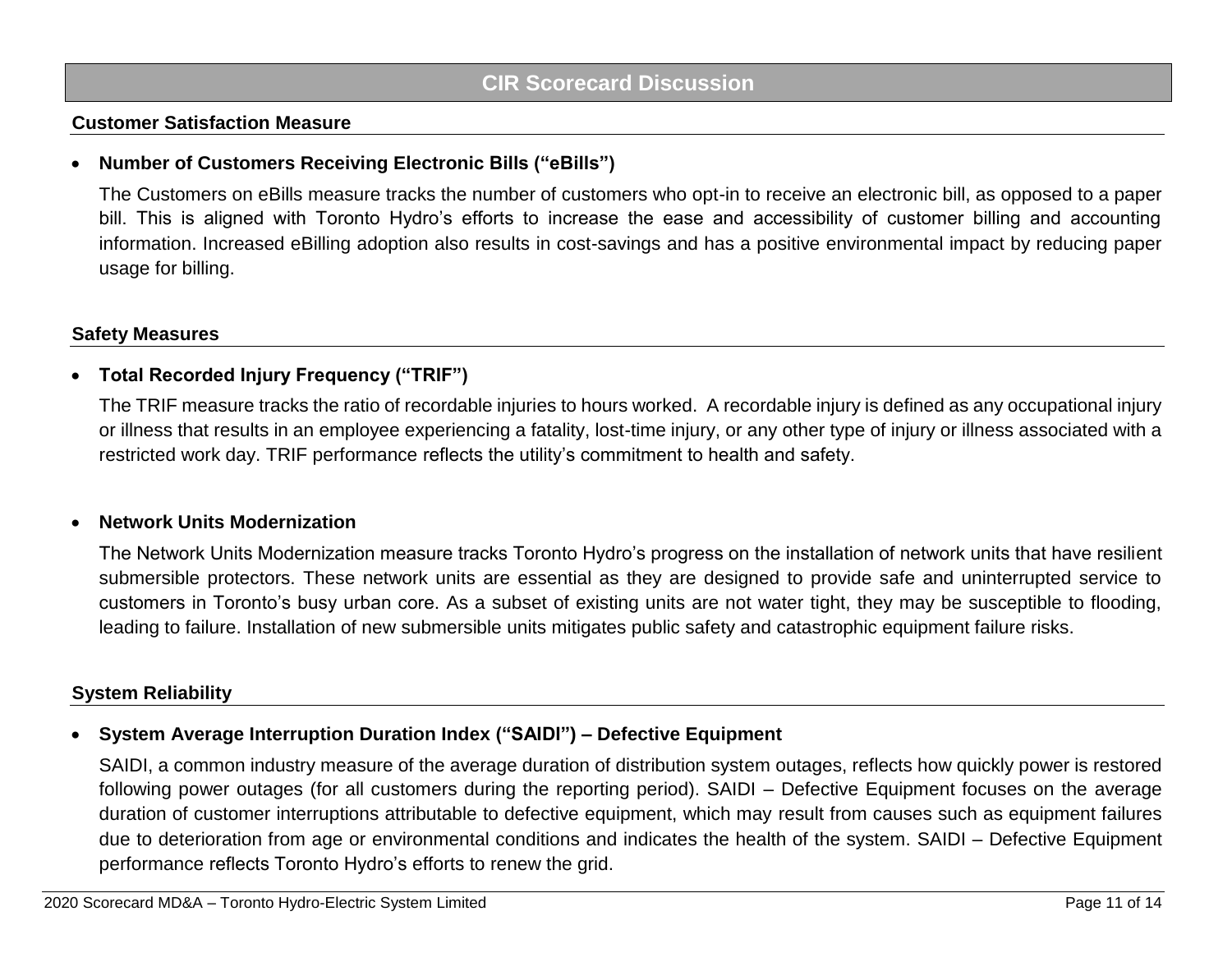# CIR Scorecard Discussion

## Customer Satisfaction Measure

- **Number of Customers Receiving Electronic Bills ("eBills")**

  The Customers on eBills measure tracks the number of customers who opt-in to receive an electronic bill, as opposed to a paper bill. This is aligned with Toronto Hydro's efforts to increase the ease and accessibility of customer billing and accounting information. Increased eBilling adoption also results in cost-savings and has a positive environmental impact by reducing paper usage for billing.

## Safety Measures

- **Total Recorded Injury Frequency ("TRIF")**

  The TRIF measure tracks the ratio of recordable injuries to hours worked. A recordable injury is defined as any occupational injury or illness that results in an employee experiencing a fatality, lost-time injury, or any other type of injury or illness associated with a restricted work day. TRIF performance reflects the utility's commitment to health and safety.

- **Network Units Modernization**

  The Network Units Modernization measure tracks Toronto Hydro's progress on the installation of network units that have resilient submersible protectors. These network units are essential as they are designed to provide safe and uninterrupted service to customers in Toronto's busy urban core. As a subset of existing units are not water tight, they may be susceptible to flooding, leading to failure. Installation of new submersible units mitigates public safety and catastrophic equipment failure risks.

## System Reliability

- **System Average Interruption Duration Index ("SAIDI") – Defective Equipment**

  SAIDI, a common industry measure of the average duration of distribution system outages, reflects how quickly power is restored following power outages (for all customers during the reporting period). SAIDI – Defective Equipment focuses on the average duration of customer interruptions attributable to defective equipment, which may result from causes such as equipment failures due to deterioration from age or environmental conditions and indicates the health of the system. SAIDI – Defective Equipment performance reflects Toronto Hydro's efforts to renew the grid.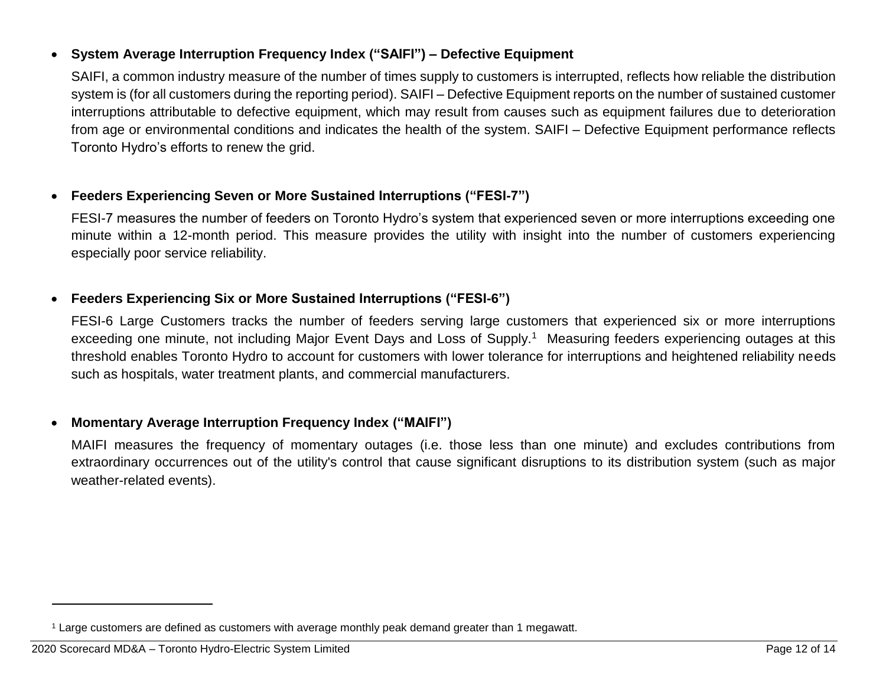- **System Average Interruption Frequency Index ("SAIFI") – Defective Equipment**

  SAIFI, a common industry measure of the number of times supply to customers is interrupted, reflects how reliable the distribution system is (for all customers during the reporting period). SAIFI – Defective Equipment reports on the number of sustained customer interruptions attributable to defective equipment, which may result from causes such as equipment failures due to deterioration from age or environmental conditions and indicates the health of the system. SAIFI – Defective Equipment performance reflects Toronto Hydro's efforts to renew the grid.

- **Feeders Experiencing Seven or More Sustained Interruptions ("FESI-7")**

  FESI-7 measures the number of feeders on Toronto Hydro's system that experienced seven or more interruptions exceeding one minute within a 12-month period. This measure provides the utility with insight into the number of customers experiencing especially poor service reliability.

- **Feeders Experiencing Six or More Sustained Interruptions ("FESI-6")**

  FESI-6 Large Customers tracks the number of feeders serving large customers that experienced six or more interruptions exceeding one minute, not including Major Event Days and Loss of Supply.[1] Measuring feeders experiencing outages at this threshold enables Toronto Hydro to account for customers with lower tolerance for interruptions and heightened reliability needs such as hospitals, water treatment plants, and commercial manufacturers.

- **Momentary Average Interruption Frequency Index ("MAIFI")**

  MAIFI measures the frequency of momentary outages (i.e. those less than one minute) and excludes contributions from extraordinary occurrences out of the utility's control that cause significant disruptions to its distribution system (such as major weather-related events).

---

[1] Large customers are defined as customers with average monthly peak demand greater than 1 megawatt.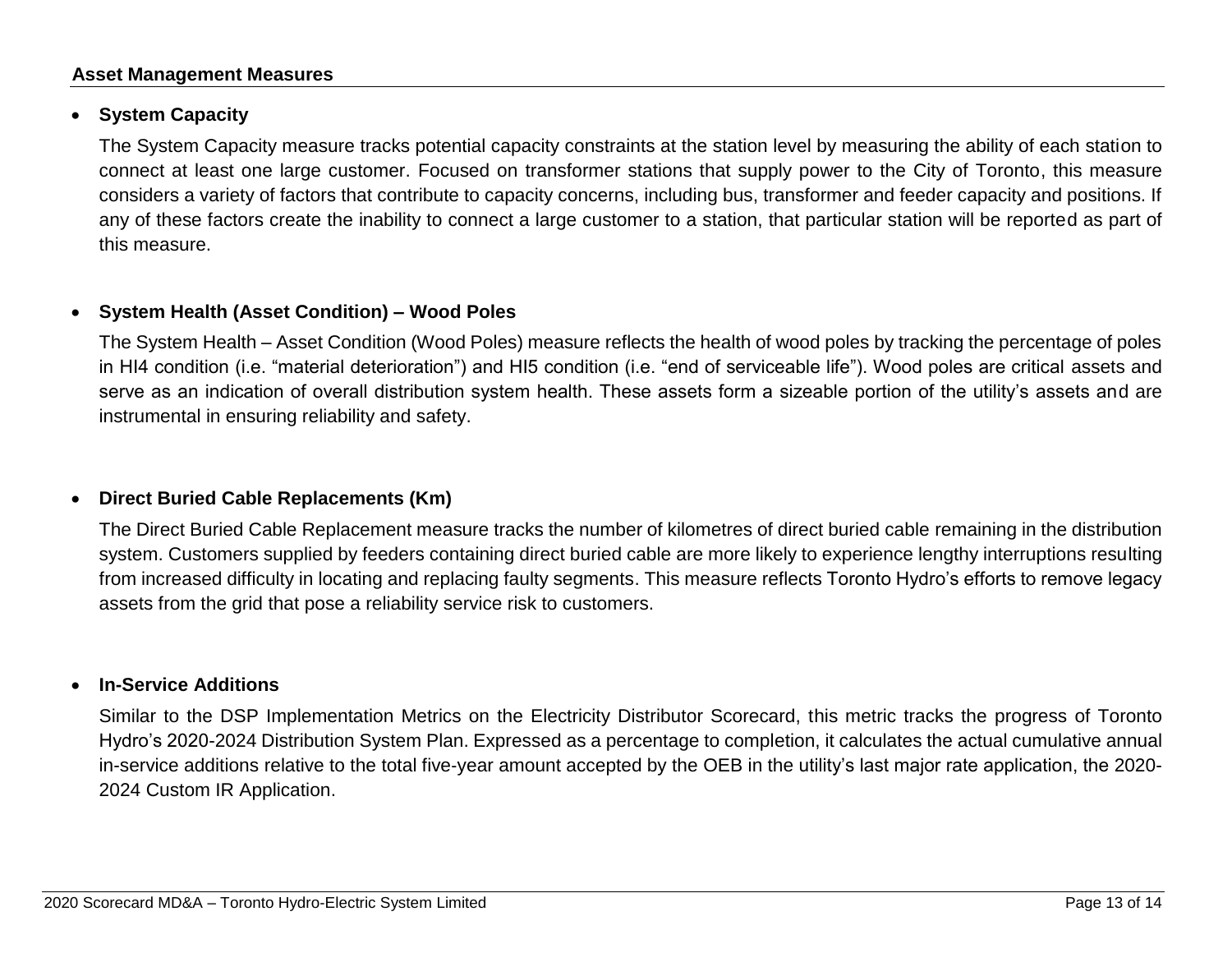## Asset Management Measures

- **System Capacity**

  The System Capacity measure tracks potential capacity constraints at the station level by measuring the ability of each station to connect at least one large customer. Focused on transformer stations that supply power to the City of Toronto, this measure considers a variety of factors that contribute to capacity concerns, including bus, transformer and feeder capacity and positions. If any of these factors create the inability to connect a large customer to a station, that particular station will be reported as part of this measure.

- **System Health (Asset Condition) – Wood Poles**

  The System Health – Asset Condition (Wood Poles) measure reflects the health of wood poles by tracking the percentage of poles in HI4 condition (i.e. "material deterioration") and HI5 condition (i.e. "end of serviceable life"). Wood poles are critical assets and serve as an indication of overall distribution system health. These assets form a sizeable portion of the utility's assets and are instrumental in ensuring reliability and safety.

- **Direct Buried Cable Replacements (Km)**

  The Direct Buried Cable Replacement measure tracks the number of kilometres of direct buried cable remaining in the distribution system. Customers supplied by feeders containing direct buried cable are more likely to experience lengthy interruptions resulting from increased difficulty in locating and replacing faulty segments. This measure reflects Toronto Hydro's efforts to remove legacy assets from the grid that pose a reliability service risk to customers.

- **In-Service Additions**

  Similar to the DSP Implementation Metrics on the Electricity Distributor Scorecard, this metric tracks the progress of Toronto Hydro's 2020-2024 Distribution System Plan. Expressed as a percentage to completion, it calculates the actual cumulative annual in-service additions relative to the total five-year amount accepted by the OEB in the utility's last major rate application, the 2020-2024 Custom IR Application.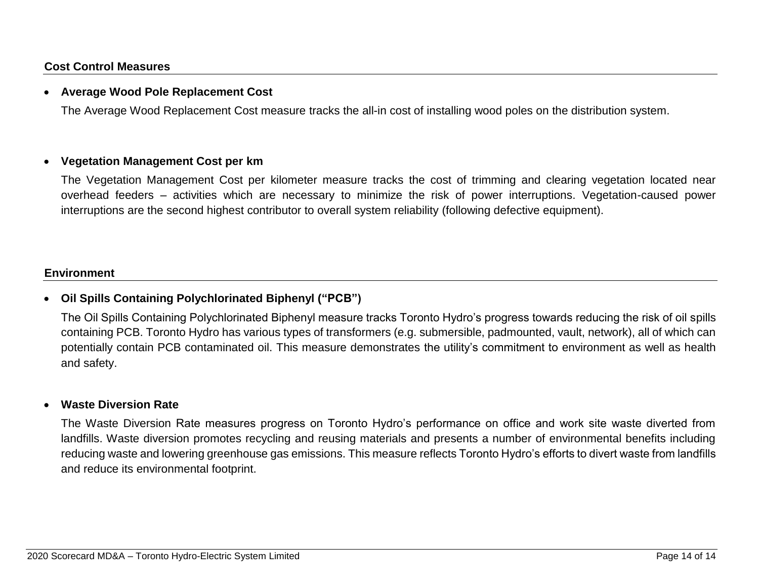## Cost Control Measures

- **Average Wood Pole Replacement Cost**

  The Average Wood Replacement Cost measure tracks the all-in cost of installing wood poles on the distribution system.

- **Vegetation Management Cost per km**

  The Vegetation Management Cost per kilometer measure tracks the cost of trimming and clearing vegetation located near overhead feeders – activities which are necessary to minimize the risk of power interruptions. Vegetation-caused power interruptions are the second highest contributor to overall system reliability (following defective equipment).

## Environment

- **Oil Spills Containing Polychlorinated Biphenyl ("PCB")**

  The Oil Spills Containing Polychlorinated Biphenyl measure tracks Toronto Hydro's progress towards reducing the risk of oil spills containing PCB. Toronto Hydro has various types of transformers (e.g. submersible, padmounted, vault, network), all of which can potentially contain PCB contaminated oil. This measure demonstrates the utility's commitment to environment as well as health and safety.

- **Waste Diversion Rate**

  The Waste Diversion Rate measures progress on Toronto Hydro's performance on office and work site waste diverted from landfills. Waste diversion promotes recycling and reusing materials and presents a number of environmental benefits including reducing waste and lowering greenhouse gas emissions. This measure reflects Toronto Hydro's efforts to divert waste from landfills and reduce its environmental footprint.